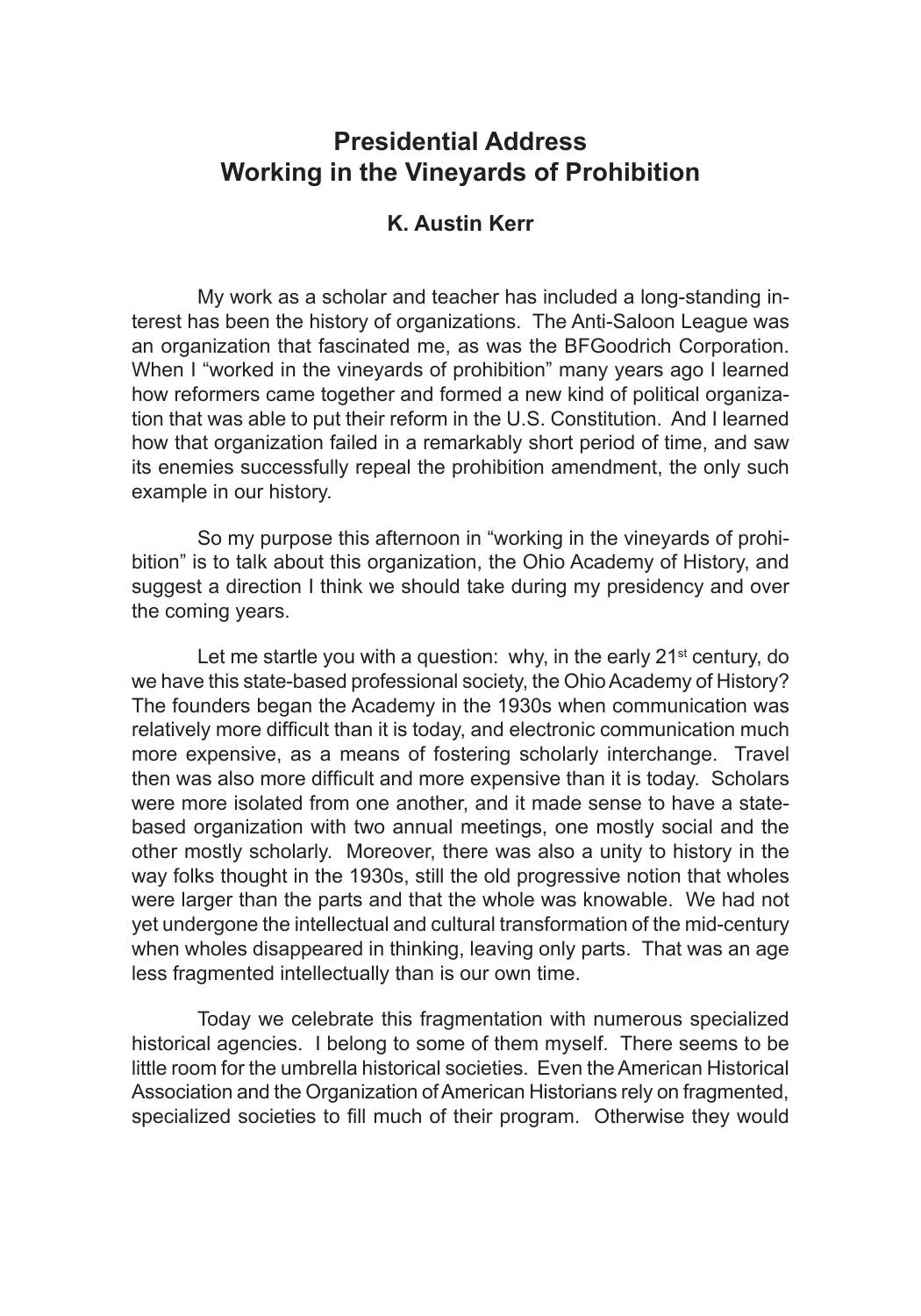# Presidential Address
# Working in the Vineyards of Prohibition

**K. Austin Kerr**

My work as a scholar and teacher has included a long-standing interest has been the history of organizations. The Anti-Saloon League was an organization that fascinated me, as was the BFGoodrich Corporation. When I "worked in the vineyards of prohibition" many years ago I learned how reformers came together and formed a new kind of political organization that was able to put their reform in the U.S. Constitution. And I learned how that organization failed in a remarkably short period of time, and saw its enemies successfully repeal the prohibition amendment, the only such example in our history.

So my purpose this afternoon in "working in the vineyards of prohibition" is to talk about this organization, the Ohio Academy of History, and suggest a direction I think we should take during my presidency and over the coming years.

Let me startle you with a question: why, in the early 21st century, do we have this state-based professional society, the Ohio Academy of History? The founders began the Academy in the 1930s when communication was relatively more difficult than it is today, and electronic communication much more expensive, as a means of fostering scholarly interchange. Travel then was also more difficult and more expensive than it is today. Scholars were more isolated from one another, and it made sense to have a state-based organization with two annual meetings, one mostly social and the other mostly scholarly. Moreover, there was also a unity to history in the way folks thought in the 1930s, still the old progressive notion that wholes were larger than the parts and that the whole was knowable. We had not yet undergone the intellectual and cultural transformation of the mid-century when wholes disappeared in thinking, leaving only parts. That was an age less fragmented intellectually than is our own time.

Today we celebrate this fragmentation with numerous specialized historical agencies. I belong to some of them myself. There seems to be little room for the umbrella historical societies. Even the American Historical Association and the Organization of American Historians rely on fragmented, specialized societies to fill much of their program. Otherwise they would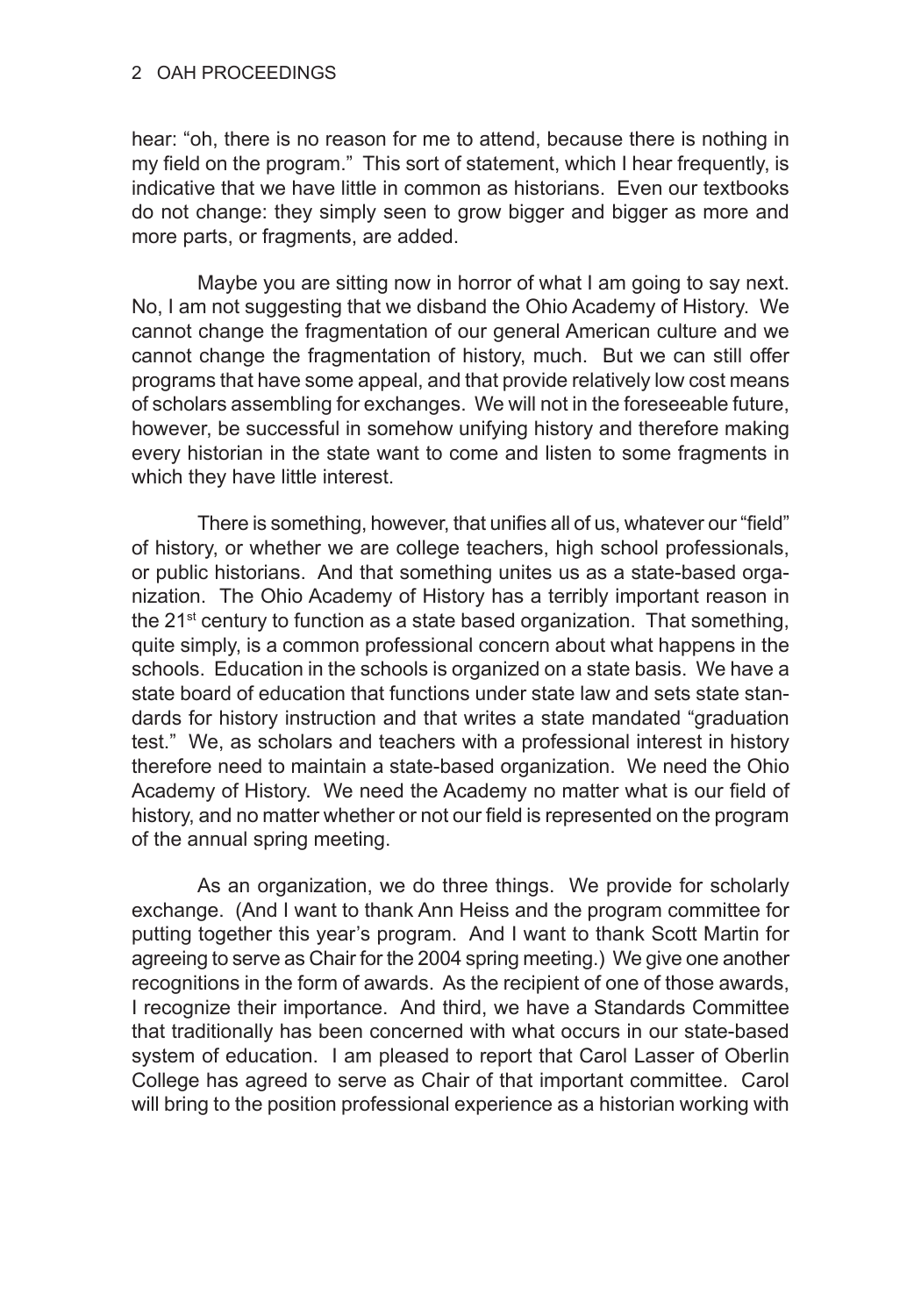hear: "oh, there is no reason for me to attend, because there is nothing in my field on the program." This sort of statement, which I hear frequently, is indicative that we have little in common as historians. Even our textbooks do not change: they simply seen to grow bigger and bigger as more and more parts, or fragments, are added.

Maybe you are sitting now in horror of what I am going to say next. No, I am not suggesting that we disband the Ohio Academy of History. We cannot change the fragmentation of our general American culture and we cannot change the fragmentation of history, much. But we can still offer programs that have some appeal, and that provide relatively low cost means of scholars assembling for exchanges. We will not in the foreseeable future, however, be successful in somehow unifying history and therefore making every historian in the state want to come and listen to some fragments in which they have little interest.

There is something, however, that unifies all of us, whatever our "field" of history, or whether we are college teachers, high school professionals, or public historians. And that something unites us as a state-based organization. The Ohio Academy of History has a terribly important reason in the 21st century to function as a state based organization. That something, quite simply, is a common professional concern about what happens in the schools. Education in the schools is organized on a state basis. We have a state board of education that functions under state law and sets state standards for history instruction and that writes a state mandated "graduation test." We, as scholars and teachers with a professional interest in history therefore need to maintain a state-based organization. We need the Ohio Academy of History. We need the Academy no matter what is our field of history, and no matter whether or not our field is represented on the program of the annual spring meeting.

As an organization, we do three things. We provide for scholarly exchange. (And I want to thank Ann Heiss and the program committee for putting together this year's program. And I want to thank Scott Martin for agreeing to serve as Chair for the 2004 spring meeting.) We give one another recognitions in the form of awards. As the recipient of one of those awards, I recognize their importance. And third, we have a Standards Committee that traditionally has been concerned with what occurs in our state-based system of education. I am pleased to report that Carol Lasser of Oberlin College has agreed to serve as Chair of that important committee. Carol will bring to the position professional experience as a historian working with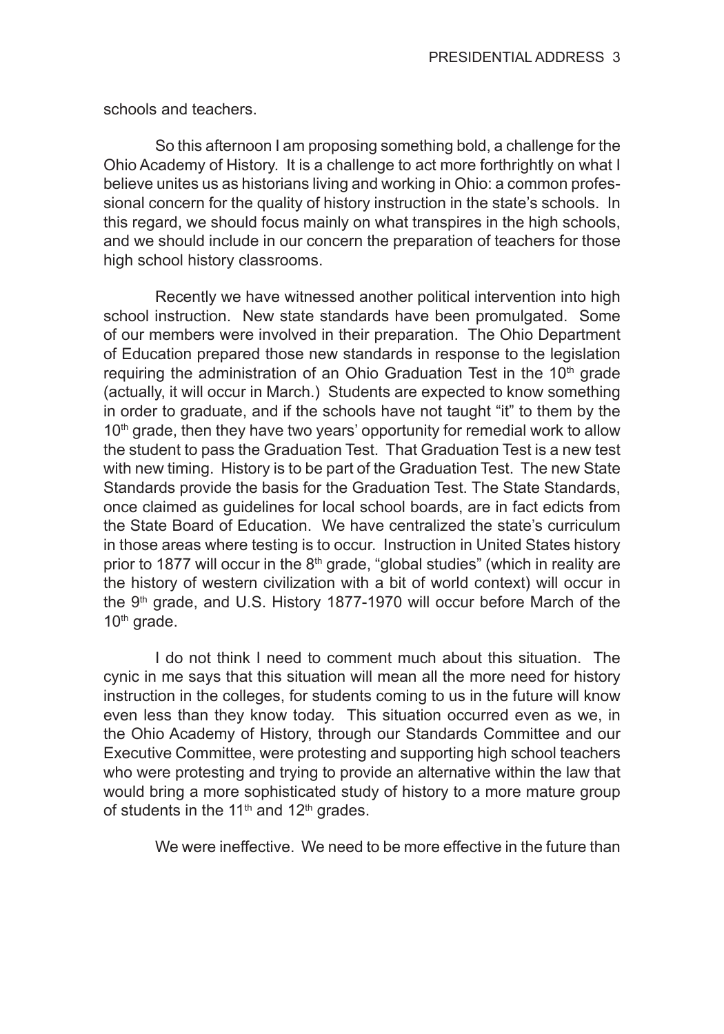schools and teachers.

So this afternoon I am proposing something bold, a challenge for the Ohio Academy of History. It is a challenge to act more forthrightly on what I believe unites us as historians living and working in Ohio: a common professional concern for the quality of history instruction in the state's schools. In this regard, we should focus mainly on what transpires in the high schools, and we should include in our concern the preparation of teachers for those high school history classrooms.

Recently we have witnessed another political intervention into high school instruction. New state standards have been promulgated. Some of our members were involved in their preparation. The Ohio Department of Education prepared those new standards in response to the legislation requiring the administration of an Ohio Graduation Test in the 10th grade (actually, it will occur in March.) Students are expected to know something in order to graduate, and if the schools have not taught "it" to them by the 10th grade, then they have two years' opportunity for remedial work to allow the student to pass the Graduation Test. That Graduation Test is a new test with new timing. History is to be part of the Graduation Test. The new State Standards provide the basis for the Graduation Test. The State Standards, once claimed as guidelines for local school boards, are in fact edicts from the State Board of Education. We have centralized the state's curriculum in those areas where testing is to occur. Instruction in United States history prior to 1877 will occur in the 8th grade, "global studies" (which in reality are the history of western civilization with a bit of world context) will occur in the 9th grade, and U.S. History 1877-1970 will occur before March of the 10th grade.

I do not think I need to comment much about this situation. The cynic in me says that this situation will mean all the more need for history instruction in the colleges, for students coming to us in the future will know even less than they know today. This situation occurred even as we, in the Ohio Academy of History, through our Standards Committee and our Executive Committee, were protesting and supporting high school teachers who were protesting and trying to provide an alternative within the law that would bring a more sophisticated study of history to a more mature group of students in the 11th and 12th grades.

We were ineffective. We need to be more effective in the future than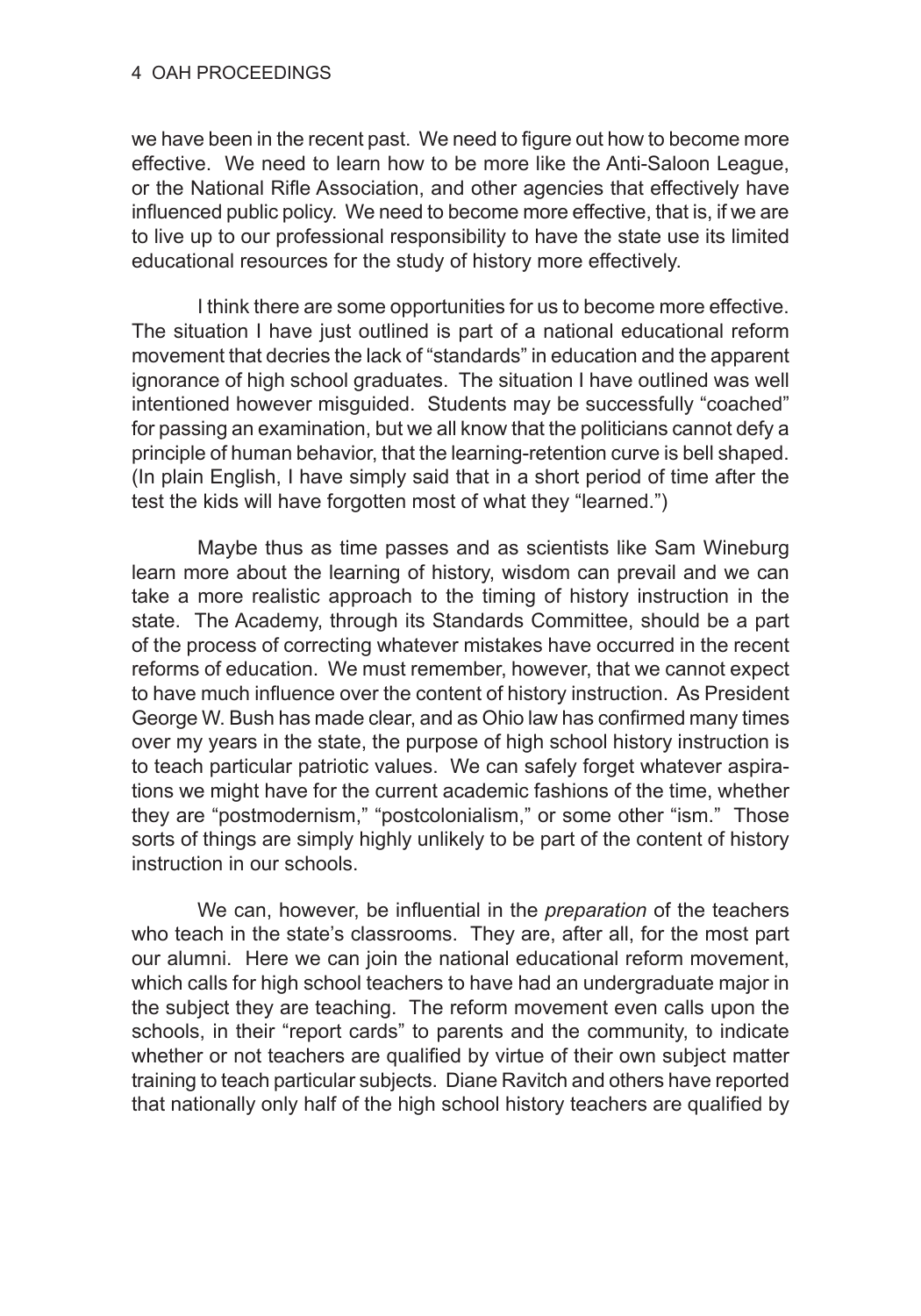we have been in the recent past. We need to figure out how to become more effective. We need to learn how to be more like the Anti-Saloon League, or the National Rifle Association, and other agencies that effectively have influenced public policy. We need to become more effective, that is, if we are to live up to our professional responsibility to have the state use its limited educational resources for the study of history more effectively.

I think there are some opportunities for us to become more effective. The situation I have just outlined is part of a national educational reform movement that decries the lack of "standards" in education and the apparent ignorance of high school graduates. The situation I have outlined was well intentioned however misguided. Students may be successfully "coached" for passing an examination, but we all know that the politicians cannot defy a principle of human behavior, that the learning-retention curve is bell shaped. (In plain English, I have simply said that in a short period of time after the test the kids will have forgotten most of what they "learned.")

Maybe thus as time passes and as scientists like Sam Wineburg learn more about the learning of history, wisdom can prevail and we can take a more realistic approach to the timing of history instruction in the state. The Academy, through its Standards Committee, should be a part of the process of correcting whatever mistakes have occurred in the recent reforms of education. We must remember, however, that we cannot expect to have much influence over the content of history instruction. As President George W. Bush has made clear, and as Ohio law has confirmed many times over my years in the state, the purpose of high school history instruction is to teach particular patriotic values. We can safely forget whatever aspirations we might have for the current academic fashions of the time, whether they are "postmodernism," "postcolonialism," or some other "ism." Those sorts of things are simply highly unlikely to be part of the content of history instruction in our schools.

We can, however, be influential in the *preparation* of the teachers who teach in the state's classrooms. They are, after all, for the most part our alumni. Here we can join the national educational reform movement, which calls for high school teachers to have had an undergraduate major in the subject they are teaching. The reform movement even calls upon the schools, in their "report cards" to parents and the community, to indicate whether or not teachers are qualified by virtue of their own subject matter training to teach particular subjects. Diane Ravitch and others have reported that nationally only half of the high school history teachers are qualified by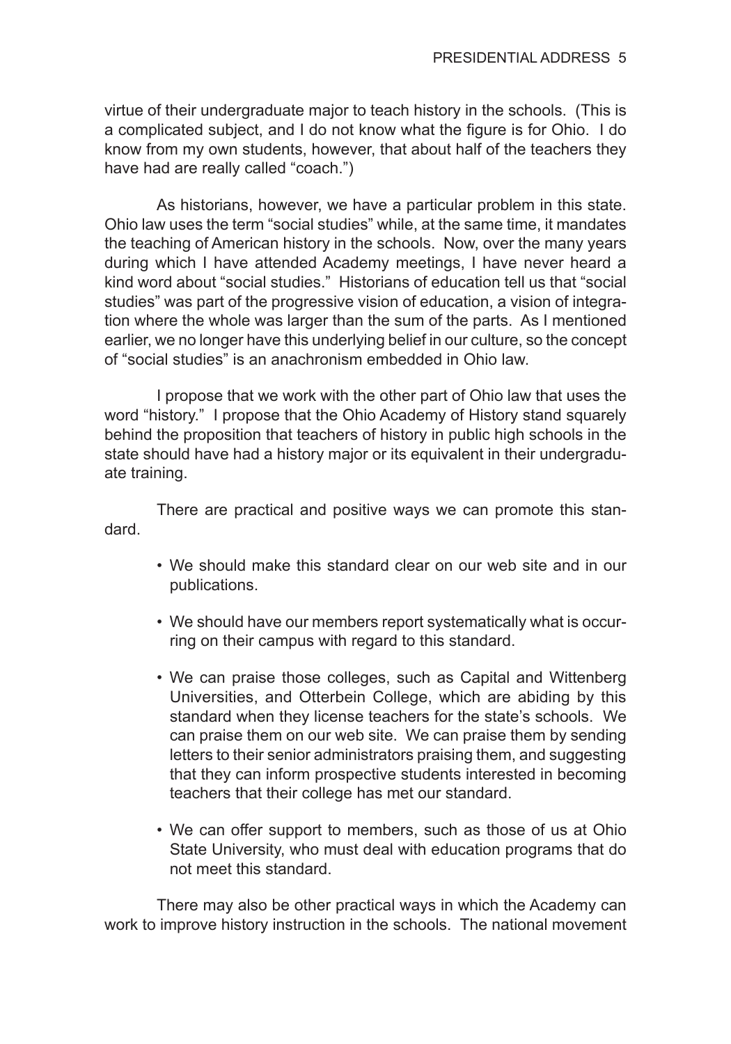virtue of their undergraduate major to teach history in the schools. (This is a complicated subject, and I do not know what the figure is for Ohio. I do know from my own students, however, that about half of the teachers they have had are really called "coach.")

As historians, however, we have a particular problem in this state. Ohio law uses the term "social studies" while, at the same time, it mandates the teaching of American history in the schools. Now, over the many years during which I have attended Academy meetings, I have never heard a kind word about "social studies." Historians of education tell us that "social studies" was part of the progressive vision of education, a vision of integration where the whole was larger than the sum of the parts. As I mentioned earlier, we no longer have this underlying belief in our culture, so the concept of "social studies" is an anachronism embedded in Ohio law.

I propose that we work with the other part of Ohio law that uses the word "history." I propose that the Ohio Academy of History stand squarely behind the proposition that teachers of history in public high schools in the state should have had a history major or its equivalent in their undergraduate training.

There are practical and positive ways we can promote this standard.

- We should make this standard clear on our web site and in our publications.
- We should have our members report systematically what is occurring on their campus with regard to this standard.
- We can praise those colleges, such as Capital and Wittenberg Universities, and Otterbein College, which are abiding by this standard when they license teachers for the state's schools. We can praise them on our web site. We can praise them by sending letters to their senior administrators praising them, and suggesting that they can inform prospective students interested in becoming teachers that their college has met our standard.
- We can offer support to members, such as those of us at Ohio State University, who must deal with education programs that do not meet this standard.

There may also be other practical ways in which the Academy can work to improve history instruction in the schools. The national movement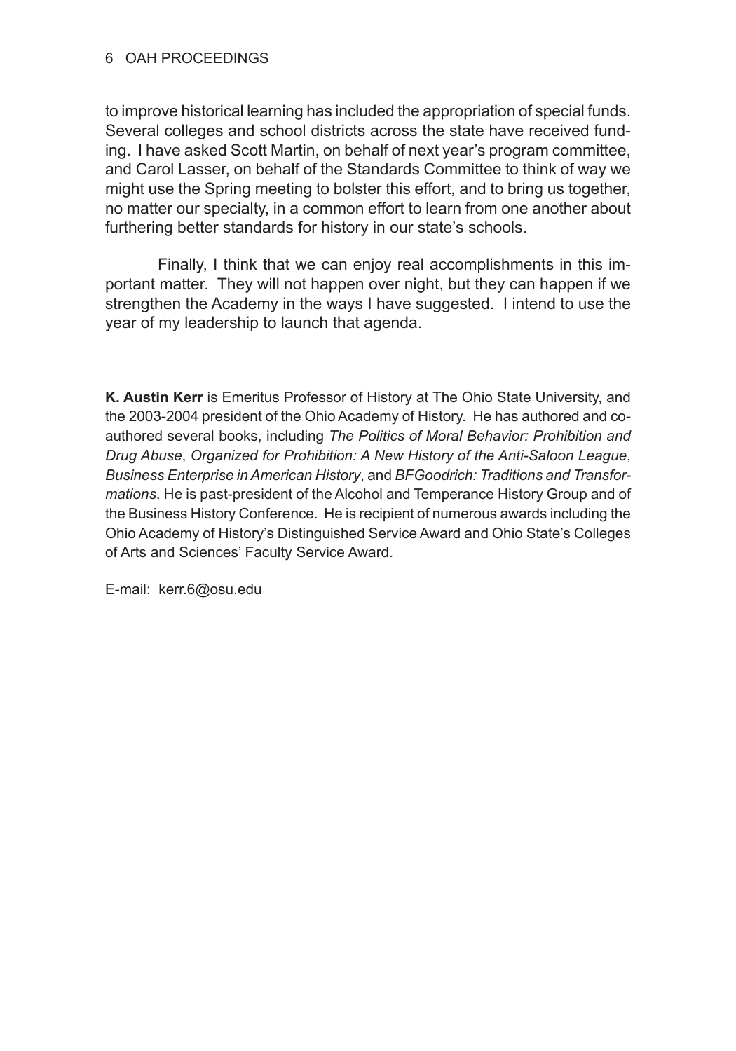to improve historical learning has included the appropriation of special funds. Several colleges and school districts across the state have received funding. I have asked Scott Martin, on behalf of next year's program committee, and Carol Lasser, on behalf of the Standards Committee to think of way we might use the Spring meeting to bolster this effort, and to bring us together, no matter our specialty, in a common effort to learn from one another about furthering better standards for history in our state's schools.

Finally, I think that we can enjoy real accomplishments in this important matter. They will not happen over night, but they can happen if we strengthen the Academy in the ways I have suggested. I intend to use the year of my leadership to launch that agenda.

**K. Austin Kerr** is Emeritus Professor of History at The Ohio State University, and the 2003-2004 president of the Ohio Academy of History. He has authored and co-authored several books, including *The Politics of Moral Behavior: Prohibition and Drug Abuse*, *Organized for Prohibition: A New History of the Anti-Saloon League*, *Business Enterprise in American History*, and *BFGoodrich: Traditions and Transformations*. He is past-president of the Alcohol and Temperance History Group and of the Business History Conference. He is recipient of numerous awards including the Ohio Academy of History's Distinguished Service Award and Ohio State's Colleges of Arts and Sciences' Faculty Service Award.

E-mail: kerr.6@osu.edu